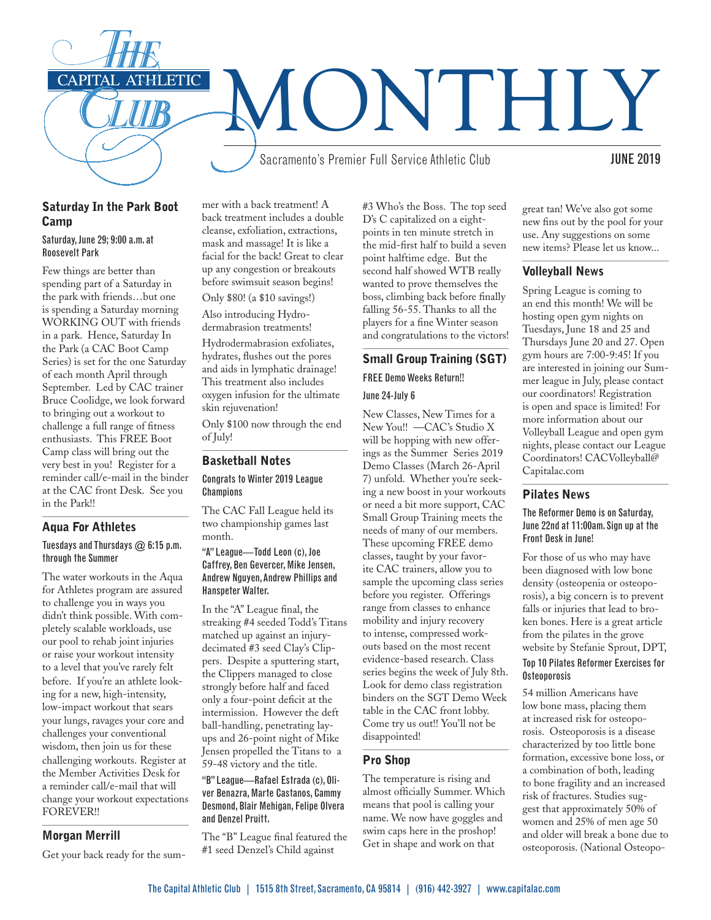# The Capital Athletic Club MONTHLY

Sacramento's Premier Full Service Athletic Club

JUNE 2019

## Saturday In the Park Boot Camp

### Saturday, June 29; 9:00 a.m. at Roosevelt Park

Few things are better than spending part of a Saturday in the park with friends…but one is spending a Saturday morning WORKING OUT with friends in a park. Hence, Saturday In the Park (a CAC Boot Camp Series) is set for the one Saturday of each month April through September. Led by CAC trainer Bruce Coolidge, we look forward to bringing out a workout to challenge a full range of fitness enthusiasts. This FREE Boot Camp class will bring out the very best in you! Register for a reminder call/e-mail in the binder at the CAC front Desk. See you in the Park!!

## Aqua For Athletes

### Tuesdays and Thursdays @ 6:15 p.m. through the Summer

The water workouts in the Aqua for Athletes program are assured to challenge you in ways you didn't think possible. With completely scalable workloads, use our pool to rehab joint injuries or raise your workout intensity to a level that you've rarely felt before. If you're an athlete looking for a new, high-intensity, low-impact workout that sears your lungs, ravages your core and challenges your conventional wisdom, then join us for these challenging workouts. Register at the Member Activities Desk for a reminder call/e-mail that will change your workout expectations FOREVER!!

## Morgan Merrill

Get your back ready for the summer with a back treatment! A back treatment includes a double cleanse, exfoliation, extractions, mask and massage! It is like a facial for the back! Great to clear up any congestion or breakouts before swimsuit season begins!

Only $80! (a $10 savings!)

Also introducing Hydrodermabrasion treatments!

Hydrodermabrasion exfoliates, hydrates, flushes out the pores and aids in lymphatic drainage! This treatment also includes oxygen infusion for the ultimate skin rejuvenation!

Only $100 now through the end of July!

## Basketball Notes

### Congrats to Winter 2019 League Champions

The CAC Fall League held its two championship games last month.

**"A" League—Todd Leon (c), Joe Caffrey, Ben Gevercer, Mike Jensen, Andrew Nguyen, Andrew Phillips and Hanspeter Walter.**

In the "A" League final, the streaking #4 seeded Todd's Titans matched up against an injury-decimated #3 seed Clay's Clippers. Despite a sputtering start, the Clippers managed to close strongly before half and faced only a four-point deficit at the intermission. However the deft ball-handling, penetrating layups and 26-point night of Mike Jensen propelled the Titans to a 59-48 victory and the title.

**"B" League—Rafael Estrada (c), Oliver Benazra, Marte Castanos, Cammy Desmond, Blair Mehigan, Felipe Olvera and Denzel Pruitt.**

The "B" League final featured the #1 seed Denzel's Child against #3 Who's the Boss. The top seed D's C capitalized on a eight-points in ten minute stretch in the mid-first half to build a seven point halftime edge. But the second half showed WTB really wanted to prove themselves the boss, climbing back before finally falling 56-55. Thanks to all the players for a fine Winter season and congratulations to the victors!

## Small Group Training (SGT)

### FREE Demo Weeks Return!!

### June 24-July 6

New Classes, New Times for a New You!! —CAC's Studio X will be hopping with new offerings as the Summer Series 2019 Demo Classes (March 26-April 7) unfold. Whether you're seeking a new boost in your workouts or need a bit more support, CAC Small Group Training meets the needs of many of our members. These upcoming FREE demo classes, taught by your favorite CAC trainers, allow you to sample the upcoming class series before you register. Offerings range from classes to enhance mobility and injury recovery to intense, compressed workouts based on the most recent evidence-based research. Class series begins the week of July 8th. Look for demo class registration binders on the SGT Demo Week table in the CAC front lobby. Come try us out!! You'll not be disappointed!

## Pro Shop

The temperature is rising and almost officially Summer. Which means that pool is calling your name. We now have goggles and swim caps here in the proshop! Get in shape and work on that great tan! We've also got some new fins out by the pool for your use. Any suggestions on some new items? Please let us know...

## Volleyball News

Spring League is coming to an end this month! We will be hosting open gym nights on Tuesdays, June 18 and 25 and Thursdays June 20 and 27. Open gym hours are 7:00-9:45! If you are interested in joining our Summer league in July, please contact our coordinators! Registration is open and space is limited! For more information about our Volleyball League and open gym nights, please contact our League Coordinators! CACVolleyball@Capitalac.com

## Pilates News

### The Reformer Demo is on Saturday, June 22nd at 11:00am. Sign up at the Front Desk in June!

For those of us who may have been diagnosed with low bone density (osteopenia or osteoporosis), a big concern is to prevent falls or injuries that lead to broken bones. Here is a great article from the pilates in the grove website by Stefanie Sprout, DPT,

### Top 10 Pilates Reformer Exercises for Osteoporosis

54 million Americans have low bone mass, placing them at increased risk for osteoporosis. Osteoporosis is a disease characterized by too little bone formation, excessive bone loss, or a combination of both, leading to bone fragility and an increased risk of fractures. Studies suggest that approximately 50% of women and 25% of men age 50 and older will break a bone due to osteoporosis. (National Osteopo-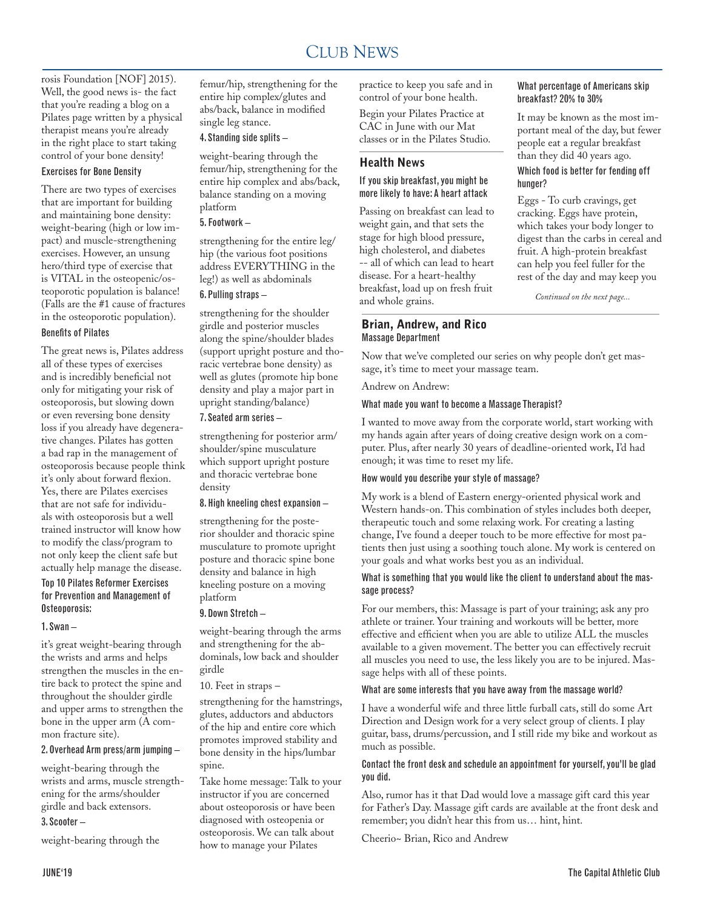rosis Foundation [NOF] 2015). Well, the good news is- the fact that you're reading a blog on a Pilates page written by a physical therapist means you're already in the right place to start taking control of your bone density!

#### Exercises for Bone Density

There are two types of exercises that are important for building and maintaining bone density: weight-bearing (high or low impact) and muscle-strengthening exercises. However, an unsung hero/third type of exercise that is VITAL in the osteopenic/osteoporotic population is balance! (Falls are the #1 cause of fractures in the osteoporotic population).

#### Benefits of Pilates

The great news is, Pilates address all of these types of exercises and is incredibly beneficial not only for mitigating your risk of osteoporosis, but slowing down or even reversing bone density loss if you already have degenerative changes. Pilates has gotten a bad rap in the management of osteoporosis because people think it's only about forward flexion. Yes, there are Pilates exercises that are not safe for individuals with osteoporosis but a well trained instructor will know how to modify the class/program to not only keep the client safe but actually help manage the disease.

#### Top 10 Pilates Reformer Exercises for Prevention and Management of Osteoporosis:

**1. Swan –**

it's great weight-bearing through the wrists and arms and helps strengthen the muscles in the entire back to protect the spine and throughout the shoulder girdle and upper arms to strengthen the bone in the upper arm (A common fracture site).

**2. Overhead Arm press/arm jumping –**

weight-bearing through the wrists and arms, muscle strengthening for the arms/shoulder girdle and back extensors.

**3. Scooter –**

weight-bearing through the femur/hip, strengthening for the entire hip complex/glutes and abs/back, balance in modified single leg stance.

**4. Standing side splits –**

weight-bearing through the femur/hip, strengthening for the entire hip complex and abs/back, balance standing on a moving platform

**5. Footwork –**

strengthening for the entire leg/hip (the various foot positions address EVERYTHING in the leg!) as well as abdominals

**6. Pulling straps –**

strengthening for the shoulder girdle and posterior muscles along the spine/shoulder blades (support upright posture and thoracic vertebrae bone density) as well as glutes (promote hip bone density and play a major part in upright standing/balance)

**7. Seated arm series –**

strengthening for posterior arm/shoulder/spine musculature which support upright posture and thoracic vertebrae bone density

**8. High kneeling chest expansion –**

strengthening for the posterior shoulder and thoracic spine musculature to promote upright posture and thoracic spine bone density and balance in high kneeling posture on a moving platform

**9. Down Stretch –**

weight-bearing through the arms and strengthening for the abdominals, low back and shoulder girdle

10. Feet in straps –

strengthening for the hamstrings, glutes, adductors and abductors of the hip and entire core which promotes improved stability and bone density in the hips/lumbar spine.

Take home message: Talk to your instructor if you are concerned about osteoporosis or have been diagnosed with osteopenia or osteoporosis. We can talk about how to manage your Pilates practice to keep you safe and in control of your bone health.

Begin your Pilates Practice at CAC in June with our Mat classes or in the Pilates Studio.

## Health News

#### If you skip breakfast, you might be more likely to have: A heart attack

Passing on breakfast can lead to weight gain, and that sets the stage for high blood pressure, high cholesterol, and diabetes -- all of which can lead to heart disease. For a heart-healthy breakfast, load up on fresh fruit and whole grains.

#### What percentage of Americans skip breakfast? 20% to 30%

It may be known as the most important meal of the day, but fewer people eat a regular breakfast than they did 40 years ago.

#### Which food is better for fending off hunger?

Eggs - To curb cravings, get cracking. Eggs have protein, which takes your body longer to digest than the carbs in cereal and fruit. A high-protein breakfast can help you feel fuller for the rest of the day and may keep you

*Continued on the next page...*

## Brian, Andrew, and Rico

Massage Department

Now that we've completed our series on why people don't get massage, it's time to meet your massage team.

Andrew on Andrew:

#### What made you want to become a Massage Therapist?

I wanted to move away from the corporate world, start working with my hands again after years of doing creative design work on a computer. Plus, after nearly 30 years of deadline-oriented work, I'd had enough; it was time to reset my life.

#### How would you describe your style of massage?

My work is a blend of Eastern energy-oriented physical work and Western hands-on. This combination of styles includes both deeper, therapeutic touch and some relaxing work. For creating a lasting change, I've found a deeper touch to be more effective for most patients then just using a soothing touch alone. My work is centered on your goals and what works best you as an individual.

#### What is something that you would like the client to understand about the massage process?

For our members, this: Massage is part of your training; ask any pro athlete or trainer. Your training and workouts will be better, more effective and efficient when you are able to utilize ALL the muscles available to a given movement. The better you can effectively recruit all muscles you need to use, the less likely you are to be injured. Massage helps with all of these points.

#### What are some interests that you have away from the massage world?

I have a wonderful wife and three little furball cats, still do some Art Direction and Design work for a very select group of clients. I play guitar, bass, drums/percussion, and I still ride my bike and workout as much as possible.

#### Contact the front desk and schedule an appointment for yourself, you'll be glad you did.

Also, rumor has it that Dad would love a massage gift card this year for Father's Day. Massage gift cards are available at the front desk and remember; you didn't hear this from us… hint, hint.

Cheerio~ Brian, Rico and Andrew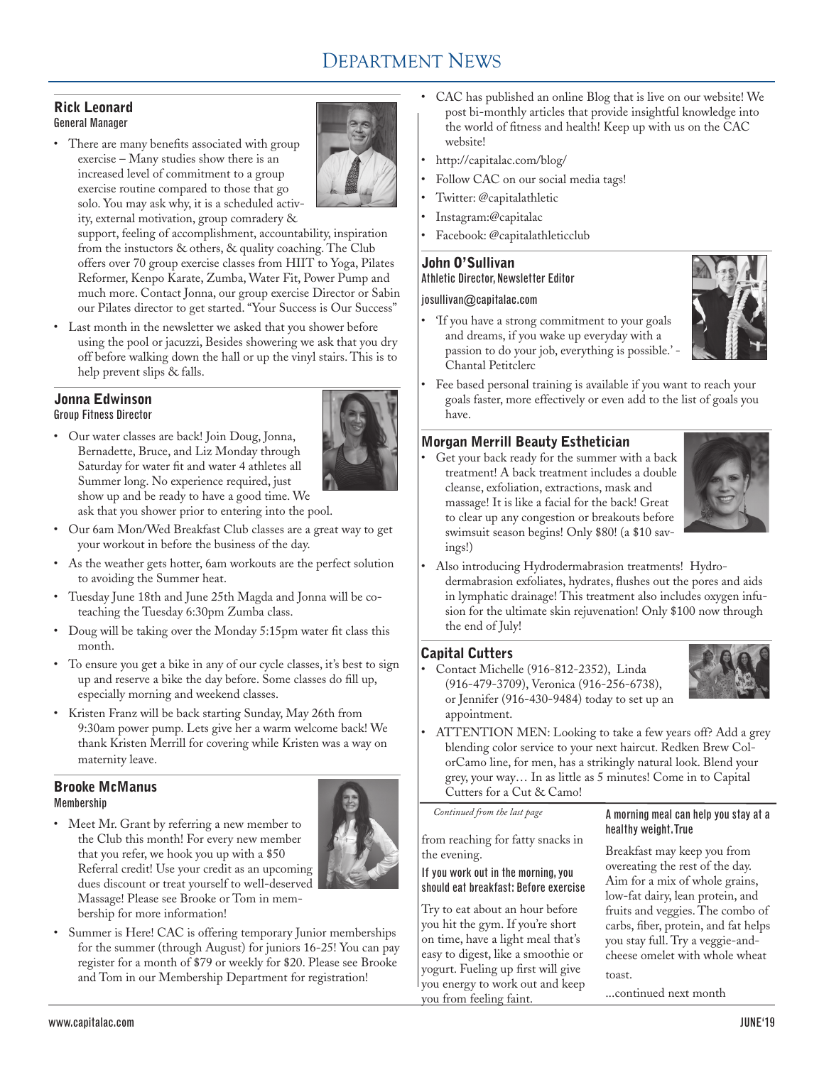# Department News

## Rick Leonard
General Manager

- There are many benefits associated with group exercise – Many studies show there is an increased level of commitment to a group exercise routine compared to those that go solo. You may ask why, it is a scheduled activity, external motivation, group comradery & support, feeling of accomplishment, accountability, inspiration from the instuctors & others, & quality coaching. The Club offers over 70 group exercise classes from HIIT to Yoga, Pilates Reformer, Kenpo Karate, Zumba, Water Fit, Power Pump and much more. Contact Jonna, our group exercise Director or Sabin our Pilates director to get started. "Your Success is Our Success"
- Last month in the newsletter we asked that you shower before using the pool or jacuzzi, Besides showering we ask that you dry off before walking down the hall or up the vinyl stairs. This is to help prevent slips & falls.

## Jonna Edwinson
Group Fitness Director

- Our water classes are back! Join Doug, Jonna, Bernadette, Bruce, and Liz Monday through Saturday for water fit and water 4 athletes all Summer long. No experience required, just show up and be ready to have a good time. We ask that you shower prior to entering into the pool.
- Our 6am Mon/Wed Breakfast Club classes are a great way to get your workout in before the business of the day.
- As the weather gets hotter, 6am workouts are the perfect solution to avoiding the Summer heat.
- Tuesday June 18th and June 25th Magda and Jonna will be co-teaching the Tuesday 6:30pm Zumba class.
- Doug will be taking over the Monday 5:15pm water fit class this month.
- To ensure you get a bike in any of our cycle classes, it's best to sign up and reserve a bike the day before. Some classes do fill up, especially morning and weekend classes.
- Kristen Franz will be back starting Sunday, May 26th from 9:30am power pump. Lets give her a warm welcome back! We thank Kristen Merrill for covering while Kristen was a way on maternity leave.

## Brooke McManus
Membership

- Meet Mr. Grant by referring a new member to the Club this month! For every new member that you refer, we hook you up with a $50 Referral credit! Use your credit as an upcoming dues discount or treat yourself to well-deserved Massage! Please see Brooke or Tom in membership for more information!
- Summer is Here! CAC is offering temporary Junior memberships for the summer (through August) for juniors 16-25! You can pay register for a month of $79 or weekly for $20. Please see Brooke and Tom in our Membership Department for registration!

- CAC has published an online Blog that is live on our website! We post bi-monthly articles that provide insightful knowledge into the world of fitness and health! Keep up with us on the CAC website!
- http://capitalac.com/blog/
- Follow CAC on our social media tags!
- Twitter: @capitalathletic
- Instagram:@capitalac
- Facebook: @capitalathleticclub

## John O'Sullivan
Athletic Director, Newsletter Editor

josullivan@capitalac.com

- 'If you have a strong commitment to your goals and dreams, if you wake up everyday with a passion to do your job, everything is possible.' - Chantal Petitclerc
- Fee based personal training is available if you want to reach your goals faster, more effectively or even add to the list of goals you have.

## Morgan Merrill Beauty Esthetician

- Get your back ready for the summer with a back treatment! A back treatment includes a double cleanse, exfoliation, extractions, mask and massage! It is like a facial for the back! Great to clear up any congestion or breakouts before swimsuit season begins! Only $80! (a $10 savings!)
- Also introducing Hydrodermabrasion treatments! Hydrodermabrasion exfoliates, hydrates, flushes out the pores and aids in lymphatic drainage! This treatment also includes oxygen infusion for the ultimate skin rejuvenation! Only $100 now through the end of July!

## Capital Cutters

- Contact Michelle (916-812-2352), Linda (916-479-3709), Veronica (916-256-6738), or Jennifer (916-430-9484) today to set up an appointment.
- ATTENTION MEN: Looking to take a few years off? Add a grey blending color service to your next haircut. Redken Brew ColorCamo line, for men, has a strikingly natural look. Blend your grey, your way… In as little as 5 minutes! Come in to Capital Cutters for a Cut & Camo!

*Continued from the last page*

from reaching for fatty snacks in the evening.

**If you work out in the morning, you should eat breakfast: Before exercise**

Try to eat about an hour before you hit the gym. If you're short on time, have a light meal that's easy to digest, like a smoothie or yogurt. Fueling up first will give you energy to work out and keep you from feeling faint.

**A morning meal can help you stay at a healthy weight. True**

Breakfast may keep you from overeating the rest of the day. Aim for a mix of whole grains, low-fat dairy, lean protein, and fruits and veggies. The combo of carbs, fiber, protein, and fat helps you stay full. Try a veggie-and-cheese omelet with whole wheat toast.

...continued next month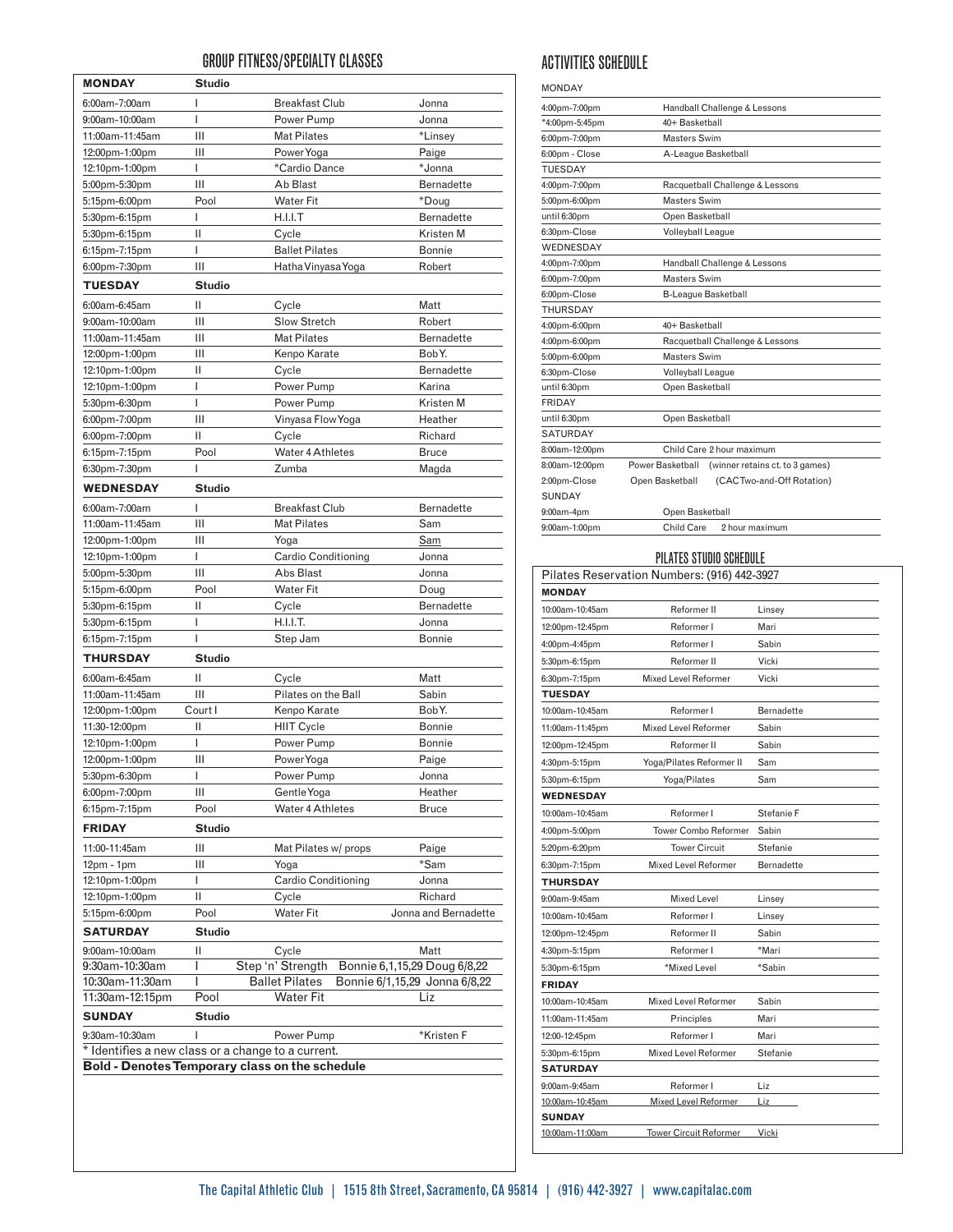## GROUP FITNESS/SPECIALTY CLASSES

| | | | |
|---|---|---|---|
| **MONDAY** | **Studio** | | |
| 6:00am-7:00am | I | Breakfast Club | Jonna |
| 9:00am-10:00am | I | Power Pump | Jonna |
| 11:00am-11:45am | III | Mat Pilates | *Linsey |
| 12:00pm-1:00pm | III | Power Yoga | Paige |
| 12:10pm-1:00pm | I | *Cardio Dance | *Jonna |
| 5:00pm-5:30pm | III | Ab Blast | Bernadette |
| 5:15pm-6:00pm | Pool | Water Fit | *Doug |
| 5:30pm-6:15pm | I | H.I.I.T | Bernadette |
| 5:30pm-6:15pm | II | Cycle | Kristen M |
| 6:15pm-7:15pm | I | Ballet Pilates | Bonnie |
| 6:00pm-7:30pm | III | Hatha Vinyasa Yoga | Robert |
| **TUESDAY** | **Studio** | | |
| 6:00am-6:45am | II | Cycle | Matt |
| 9:00am-10:00am | III | Slow Stretch | Robert |
| 11:00am-11:45am | III | Mat Pilates | Bernadette |
| 12:00pm-1:00pm | III | Kenpo Karate | Bob Y. |
| 12:10pm-1:00pm | II | Cycle | Bernadette |
| 12:10pm-1:00pm | I | Power Pump | Karina |
| 5:30pm-6:30pm | I | Power Pump | Kristen M |
| 6:00pm-7:00pm | III | Vinyasa Flow Yoga | Heather |
| 6:00pm-7:00pm | II | Cycle | Richard |
| 6:15pm-7:15pm | Pool | Water 4 Athletes | Bruce |
| 6:30pm-7:30pm | I | Zumba | Magda |
| **WEDNESDAY** | **Studio** | | |
| 6:00am-7:00am | I | Breakfast Club | Bernadette |
| 11:00am-11:45am | III | Mat Pilates | Sam |
| 12:00pm-1:00pm | III | Yoga | Sam |
| 12:10pm-1:00pm | I | Cardio Conditioning | Jonna |
| 5:00pm-5:30pm | III | Abs Blast | Jonna |
| 5:15pm-6:00pm | Pool | Water Fit | Doug |
| 5:30pm-6:15pm | II | Cycle | Bernadette |
| 5:30pm-6:15pm | I | H.I.I.T. | Jonna |
| 6:15pm-7:15pm | I | Step Jam | Bonnie |
| **THURSDAY** | **Studio** | | |
| 6:00am-6:45am | II | Cycle | Matt |
| 11:00am-11:45am | III | Pilates on the Ball | Sabin |
| 12:00pm-1:00pm | Court I | Kenpo Karate | Bob Y. |
| 11:30-12:00pm | II | HIIT Cycle | Bonnie |
| 12:10pm-1:00pm | I | Power Pump | Bonnie |
| 12:00pm-1:00pm | III | Power Yoga | Paige |
| 5:30pm-6:30pm | I | Power Pump | Jonna |
| 6:00pm-7:00pm | III | Gentle Yoga | Heather |
| 6:15pm-7:15pm | Pool | Water 4 Athletes | Bruce |
| **FRIDAY** | **Studio** | | |
| 11:00-11:45am | III | Mat Pilates w/ props | Paige |
| 12pm - 1pm | III | Yoga | *Sam |
| 12:10pm-1:00pm | I | Cardio Conditioning | Jonna |
| 12:10pm-1:00pm | II | Cycle | Richard |
| 5:15pm-6:00pm | Pool | Water Fit | Jonna and Bernadette |
| **SATURDAY** | **Studio** | | |
| 9:00am-10:00am | II | Cycle | Matt |
| 9:30am-10:30am | I | Step 'n' Strength | Bonnie 6,1,15,29 Doug 6/8,22 |
| 10:30am-11:30am | I | Ballet Pilates | Bonnie 6/1,15,29 Jonna 6/8,22 |
| 11:30am-12:15pm | Pool | Water Fit | Liz |
| **SUNDAY** | **Studio** | | |
| 9:30am-10:30am | I | Power Pump | *Kristen F |

\* Identifies a new class or a change to a current.

**Bold - Denotes Temporary class on the schedule**

## ACTIVITIES SCHEDULE

| | |
|---|---|
| MONDAY | |
| 4:00pm-7:00pm | Handball Challenge & Lessons |
| *4:00pm-5:45pm | 40+ Basketball |
| 6:00pm-7:00pm | Masters Swim |
| 6:00pm - Close | A-League Basketball |
| TUESDAY | |
| 4:00pm-7:00pm | Racquetball Challenge & Lessons |
| 5:00pm-6:00pm | Masters Swim |
| until 6:30pm | Open Basketball |
| 6:30pm-Close | Volleyball League |
| WEDNESDAY | |
| 4:00pm-7:00pm | Handball Challenge & Lessons |
| 6:00pm-7:00pm | Masters Swim |
| 6:00pm-Close | B-League Basketball |
| THURSDAY | |
| 4:00pm-6:00pm | 40+ Basketball |
| 4:00pm-6:00pm | Racquetball Challenge & Lessons |
| 5:00pm-6:00pm | Masters Swim |
| 6:30pm-Close | Volleyball League |
| until 6:30pm | Open Basketball |
| FRIDAY | |
| until 6:30pm | Open Basketball |
| SATURDAY | |
| 8:00am-12:00pm | Child Care 2 hour maximum |
| 8:00am-12:00pm | Power Basketball (winner retains ct. to 3 games) |
| 2:00pm-Close | Open Basketball (CAC Two-and-Off Rotation) |
| SUNDAY | |
| 9:00am-4pm | Open Basketball |
| 9:00am-1:00pm | Child Care 2 hour maximum |

## PILATES STUDIO SCHEDULE

Pilates Reservation Numbers: (916) 442-3927

| | | |
|---|---|---|
| **MONDAY** | | |
| 10:00am-10:45am | Reformer II | Linsey |
| 12:00pm-12:45pm | Reformer I | Mari |
| 4:00pm-4:45pm | Reformer I | Sabin |
| 5:30pm-6:15pm | Reformer II | Vicki |
| 6:30pm-7:15pm | Mixed Level Reformer | Vicki |
| **TUESDAY** | | |
| 10:00am-10:45am | Reformer I | Bernadette |
| 11:00am-11:45pm | Mixed Level Reformer | Sabin |
| 12:00pm-12:45pm | Reformer II | Sabin |
| 4:30pm-5:15pm | Yoga/Pilates Reformer II | Sam |
| 5:30pm-6:15pm | Yoga/Pilates | Sam |
| **WEDNESDAY** | | |
| 10:00am-10:45am | Reformer I | Stefanie F |
| 4:00pm-5:00pm | Tower Combo Reformer | Sabin |
| 5:20pm-6:20pm | Tower Circuit | Stefanie |
| 6:30pm-7:15pm | Mixed Level Reformer | Bernadette |
| **THURSDAY** | | |
| 9:00am-9:45am | Mixed Level | Linsey |
| 10:00am-10:45am | Reformer I | Linsey |
| 12:00pm-12:45pm | Reformer II | Sabin |
| 4:30pm-5:15pm | Reformer I | *Mari |
| 5:30pm-6:15pm | *Mixed Level | *Sabin |
| **FRIDAY** | | |
| 10:00am-10:45am | Mixed Level Reformer | Sabin |
| 11:00am-11:45am | Principles | Mari |
| 12:00-12:45pm | Reformer I | Mari |
| 5:30pm-6:15pm | Mixed Level Reformer | Stefanie |
| **SATURDAY** | | |
| 9:00am-9:45am | Reformer I | Liz |
| 10:00am-10:45am | Mixed Level Reformer | Liz |
| **SUNDAY** | | |
| 10:00am-11:00am | Tower Circuit Reformer | Vicki |

The Capital Athletic Club | 1515 8th Street, Sacramento, CA 95814 | (916) 442-3927 | www.capitalac.com